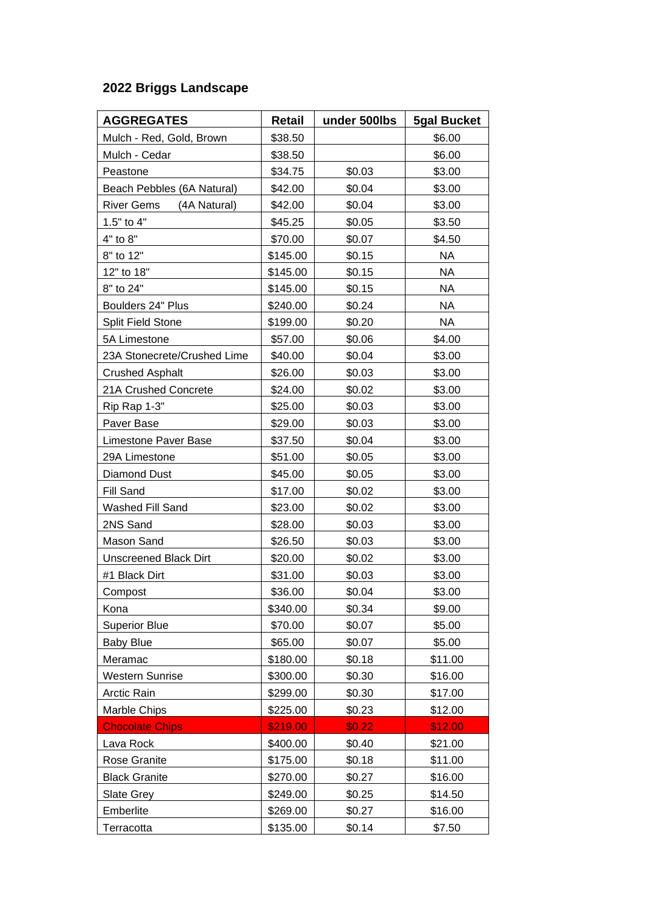## 2022 Briggs Landscape

| AGGREGATES | Retail | under 500lbs | 5gal Bucket |
|---|---|---|---|
| Mulch - Red, Gold, Brown | $38.50 | | $6.00 |
| Mulch - Cedar | $38.50 | | $6.00 |
| Peastone | $34.75 | $0.03 | $3.00 |
| Beach Pebbles (6A Natural) | $42.00 | $0.04 | $3.00 |
| River Gems (4A Natural) | $42.00 | $0.04 | $3.00 |
| 1.5" to 4" | $45.25 | $0.05 | $3.50 |
| 4" to 8" | $70.00 | $0.07 | $4.50 |
| 8" to 12" | $145.00 | $0.15 | NA |
| 12" to 18" | $145.00 | $0.15 | NA |
| 8" to 24" | $145.00 | $0.15 | NA |
| Boulders 24" Plus | $240.00 | $0.24 | NA |
| Split Field Stone | $199.00 | $0.20 | NA |
| 5A Limestone | $57.00 | $0.06 | $4.00 |
| 23A Stonecrete/Crushed Lime | $40.00 | $0.04 | $3.00 |
| Crushed Asphalt | $26.00 | $0.03 | $3.00 |
| 21A Crushed Concrete | $24.00 | $0.02 | $3.00 |
| Rip Rap 1-3" | $25.00 | $0.03 | $3.00 |
| Paver Base | $29.00 | $0.03 | $3.00 |
| Limestone Paver Base | $37.50 | $0.04 | $3.00 |
| 29A Limestone | $51.00 | $0.05 | $3.00 |
| Diamond Dust | $45.00 | $0.05 | $3.00 |
| Fill Sand | $17.00 | $0.02 | $3.00 |
| Washed Fill Sand | $23.00 | $0.02 | $3.00 |
| 2NS Sand | $28.00 | $0.03 | $3.00 |
| Mason Sand | $26.50 | $0.03 | $3.00 |
| Unscreened Black Dirt | $20.00 | $0.02 | $3.00 |
| #1 Black Dirt | $31.00 | $0.03 | $3.00 |
| Compost | $36.00 | $0.04 | $3.00 |
| Kona | $340.00 | $0.34 | $9.00 |
| Superior Blue | $70.00 | $0.07 | $5.00 |
| Baby Blue | $65.00 | $0.07 | $5.00 |
| Meramac | $180.00 | $0.18 | $11.00 |
| Western Sunrise | $300.00 | $0.30 | $16.00 |
| Arctic Rain | $299.00 | $0.30 | $17.00 |
| Marble Chips | $225.00 | $0.23 | $12.00 |
| Chocolate Chips | $219.00 | $0.22 | $12.00 |
| Lava Rock | $400.00 | $0.40 | $21.00 |
| Rose Granite | $175.00 | $0.18 | $11.00 |
| Black Granite | $270.00 | $0.27 | $16.00 |
| Slate Grey | $249.00 | $0.25 | $14.50 |
| Emberlite | $269.00 | $0.27 | $16.00 |
| Terracotta | $135.00 | $0.14 | $7.50 |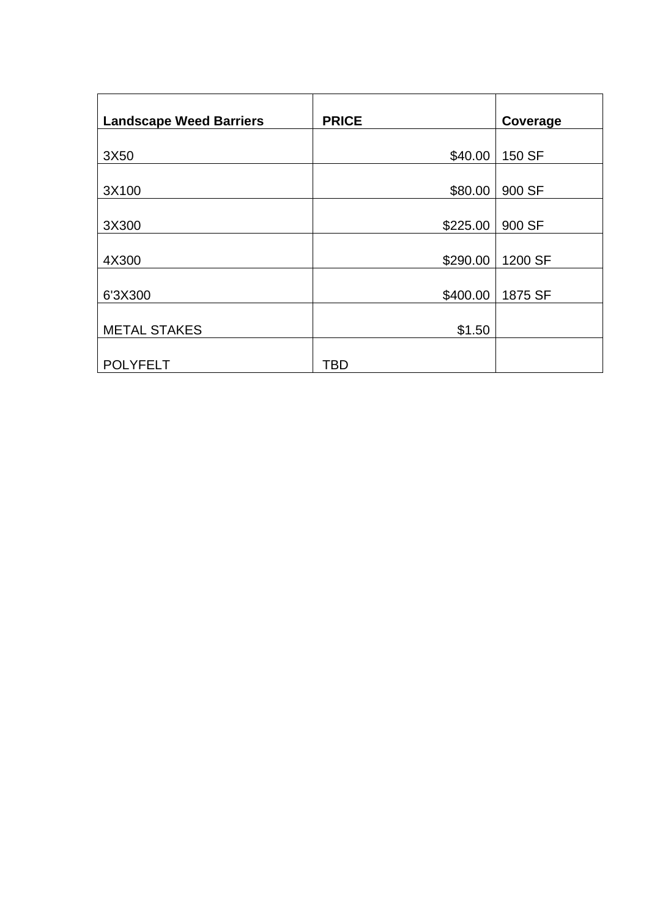| Landscape Weed Barriers | PRICE | Coverage |
|---|---|---|
| 3X50 | $40.00 | 150 SF |
| 3X100 | $80.00 | 900 SF |
| 3X300 | $225.00 | 900 SF |
| 4X300 | $290.00 | 1200 SF |
| 6'3X300 | $400.00 | 1875 SF |
| METAL STAKES | $1.50 | |
| POLYFELT | TBD | |